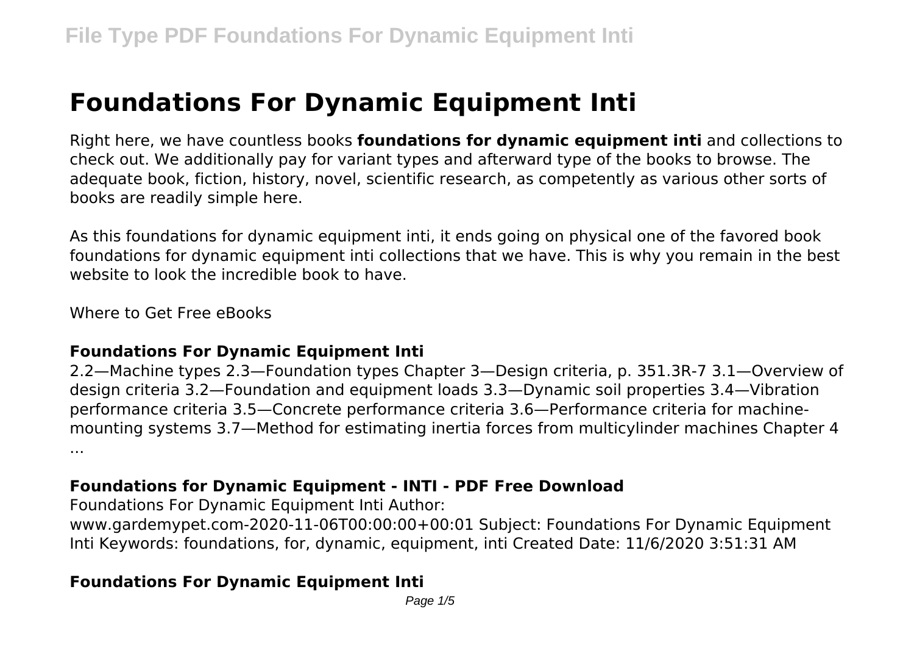# Foundations For Dynamic Equipment Inti

Right here, we have countless books **foundations for dynamic equipment inti** and collections to check out. We additionally pay for variant types and afterward type of the books to browse. The adequate book, fiction, history, novel, scientific research, as competently as various other sorts of books are readily simple here.

As this foundations for dynamic equipment inti, it ends going on physical one of the favored book foundations for dynamic equipment inti collections that we have. This is why you remain in the best website to look the incredible book to have.

Where to Get Free eBooks

### Foundations For Dynamic Equipment Inti

2.2—Machine types 2.3—Foundation types Chapter 3—Design criteria, p. 351.3R-7 3.1—Overview of design criteria 3.2—Foundation and equipment loads 3.3—Dynamic soil properties 3.4—Vibration performance criteria 3.5—Concrete performance criteria 3.6—Performance criteria for machine-mounting systems 3.7—Method for estimating inertia forces from multicylinder machines Chapter 4 ...

### Foundations for Dynamic Equipment - INTI - PDF Free Download

Foundations For Dynamic Equipment Inti Author: www.gardemypet.com-2020-11-06T00:00:00+00:01 Subject: Foundations For Dynamic Equipment Inti Keywords: foundations, for, dynamic, equipment, inti Created Date: 11/6/2020 3:51:31 AM

### Foundations For Dynamic Equipment Inti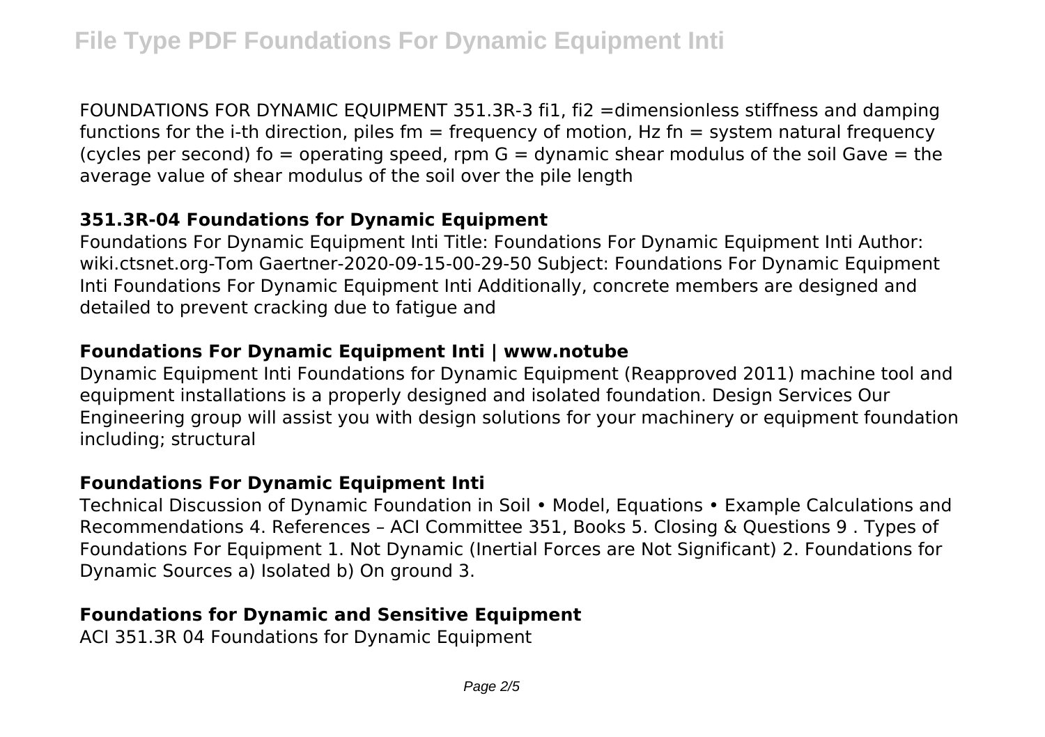FOUNDATIONS FOR DYNAMIC EQUIPMENT 351.3R-3 fi1, fi2 =dimensionless stiffness and damping functions for the i-th direction, piles fm = frequency of motion, Hz fn = system natural frequency (cycles per second) fo = operating speed, rpm G = dynamic shear modulus of the soil Gave = the average value of shear modulus of the soil over the pile length

### 351.3R-04 Foundations for Dynamic Equipment

Foundations For Dynamic Equipment Inti Title: Foundations For Dynamic Equipment Inti Author: wiki.ctsnet.org-Tom Gaertner-2020-09-15-00-29-50 Subject: Foundations For Dynamic Equipment Inti Foundations For Dynamic Equipment Inti Additionally, concrete members are designed and detailed to prevent cracking due to fatigue and

### Foundations For Dynamic Equipment Inti | www.notube

Dynamic Equipment Inti Foundations for Dynamic Equipment (Reapproved 2011) machine tool and equipment installations is a properly designed and isolated foundation. Design Services Our Engineering group will assist you with design solutions for your machinery or equipment foundation including; structural

### Foundations For Dynamic Equipment Inti

Technical Discussion of Dynamic Foundation in Soil • Model, Equations • Example Calculations and Recommendations 4. References – ACI Committee 351, Books 5. Closing & Questions 9 . Types of Foundations For Equipment 1. Not Dynamic (Inertial Forces are Not Significant) 2. Foundations for Dynamic Sources a) Isolated b) On ground 3.

### Foundations for Dynamic and Sensitive Equipment

ACI 351.3R 04 Foundations for Dynamic Equipment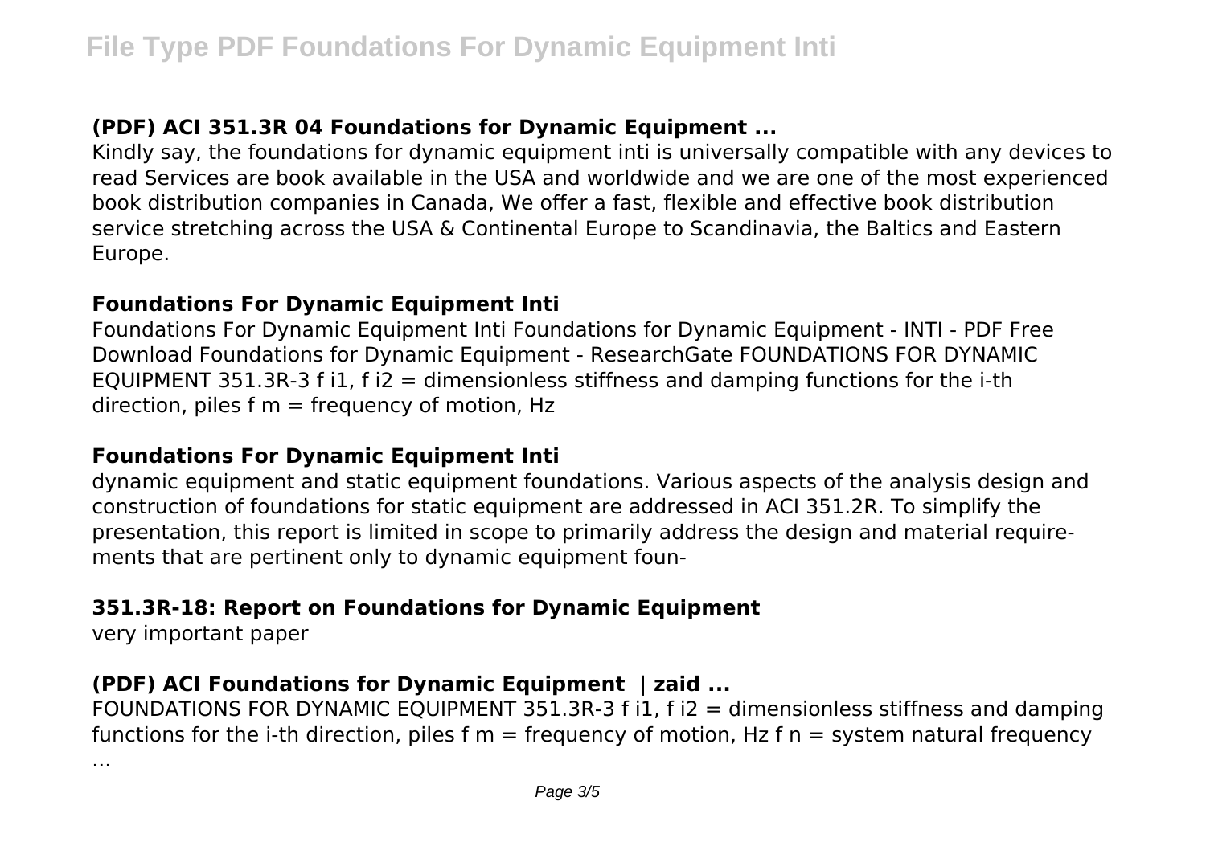### (PDF) ACI 351.3R 04 Foundations for Dynamic Equipment ...

Kindly say, the foundations for dynamic equipment inti is universally compatible with any devices to read Services are book available in the USA and worldwide and we are one of the most experienced book distribution companies in Canada, We offer a fast, flexible and effective book distribution service stretching across the USA & Continental Europe to Scandinavia, the Baltics and Eastern Europe.

### Foundations For Dynamic Equipment Inti

Foundations For Dynamic Equipment Inti Foundations for Dynamic Equipment - INTI - PDF Free Download Foundations for Dynamic Equipment - ResearchGate FOUNDATIONS FOR DYNAMIC EQUIPMENT 351.3R-3 $f_{i1}$, $f_{i2}$ = dimensionless stiffness and damping functions for the i-th direction, piles $f_m$ = frequency of motion, Hz

### Foundations For Dynamic Equipment Inti

dynamic equipment and static equipment foundations. Various aspects of the analysis design and construction of foundations for static equipment are addressed in ACI 351.2R. To simplify the presentation, this report is limited in scope to primarily address the design and material requirements that are pertinent only to dynamic equipment foun-

### 351.3R-18: Report on Foundations for Dynamic Equipment

very important paper

### (PDF) ACI Foundations for Dynamic Equipment | zaid ...

FOUNDATIONS FOR DYNAMIC EQUIPMENT 351.3R-3 $f_{i1}$, $f_{i2}$ = dimensionless stiffness and damping functions for the i-th direction, piles $f_m$ = frequency of motion, Hz $f_n$ = system natural frequency ...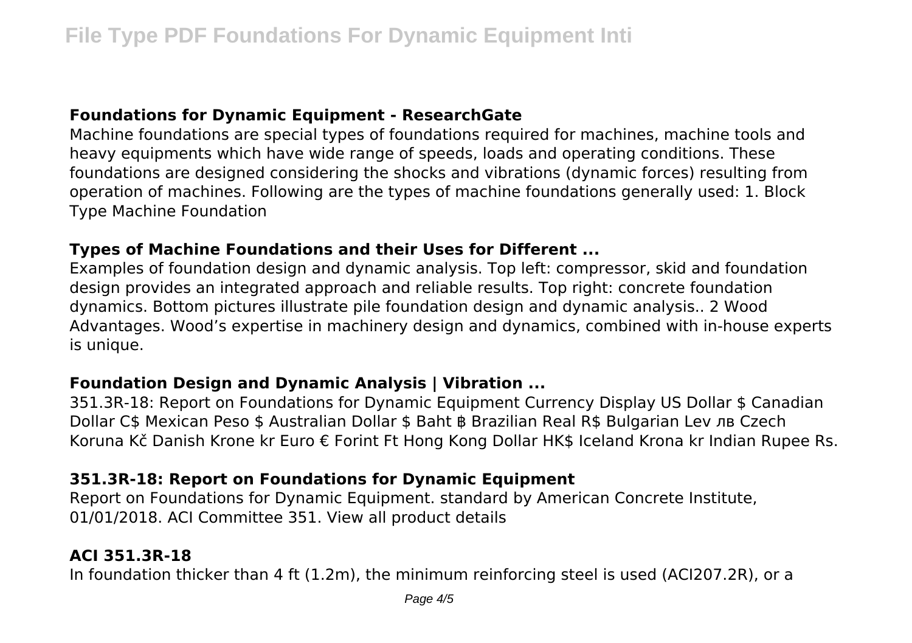### Foundations for Dynamic Equipment - ResearchGate

Machine foundations are special types of foundations required for machines, machine tools and heavy equipments which have wide range of speeds, loads and operating conditions. These foundations are designed considering the shocks and vibrations (dynamic forces) resulting from operation of machines. Following are the types of machine foundations generally used: 1. Block Type Machine Foundation

### Types of Machine Foundations and their Uses for Different ...

Examples of foundation design and dynamic analysis. Top left: compressor, skid and foundation design provides an integrated approach and reliable results. Top right: concrete foundation dynamics. Bottom pictures illustrate pile foundation design and dynamic analysis.. 2 Wood Advantages. Wood's expertise in machinery design and dynamics, combined with in-house experts is unique.

### Foundation Design and Dynamic Analysis | Vibration ...

351.3R-18: Report on Foundations for Dynamic Equipment Currency Display US Dollar $ Canadian Dollar C$ Mexican Peso $ Australian Dollar $ Baht ฿ Brazilian Real R$ Bulgarian Lev лв Czech Koruna Kč Danish Krone kr Euro € Forint Ft Hong Kong Dollar HK$ Iceland Krona kr Indian Rupee Rs.

### 351.3R-18: Report on Foundations for Dynamic Equipment

Report on Foundations for Dynamic Equipment. standard by American Concrete Institute, 01/01/2018. ACI Committee 351. View all product details

### ACI 351.3R-18

In foundation thicker than 4 ft (1.2m), the minimum reinforcing steel is used (ACI207.2R), or a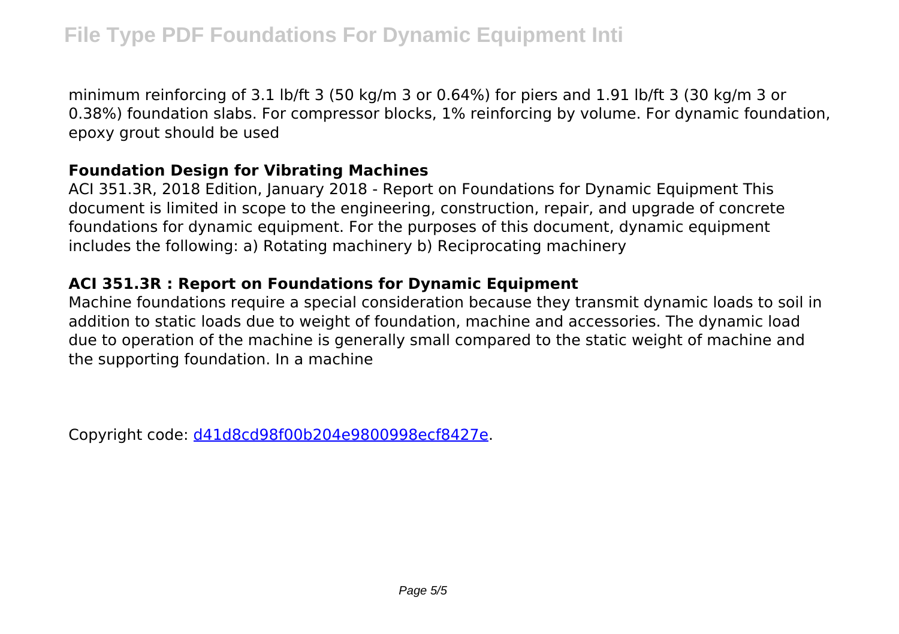minimum reinforcing of 3.1 lb/ft 3 (50 kg/m 3 or 0.64%) for piers and 1.91 lb/ft 3 (30 kg/m 3 or 0.38%) foundation slabs. For compressor blocks, 1% reinforcing by volume. For dynamic foundation, epoxy grout should be used

### Foundation Design for Vibrating Machines

ACI 351.3R, 2018 Edition, January 2018 - Report on Foundations for Dynamic Equipment This document is limited in scope to the engineering, construction, repair, and upgrade of concrete foundations for dynamic equipment. For the purposes of this document, dynamic equipment includes the following: a) Rotating machinery b) Reciprocating machinery

### ACI 351.3R : Report on Foundations for Dynamic Equipment

Machine foundations require a special consideration because they transmit dynamic loads to soil in addition to static loads due to weight of foundation, machine and accessories. The dynamic load due to operation of the machine is generally small compared to the static weight of machine and the supporting foundation. In a machine

Copyright code: d41d8cd98f00b204e9800998ecf8427e.